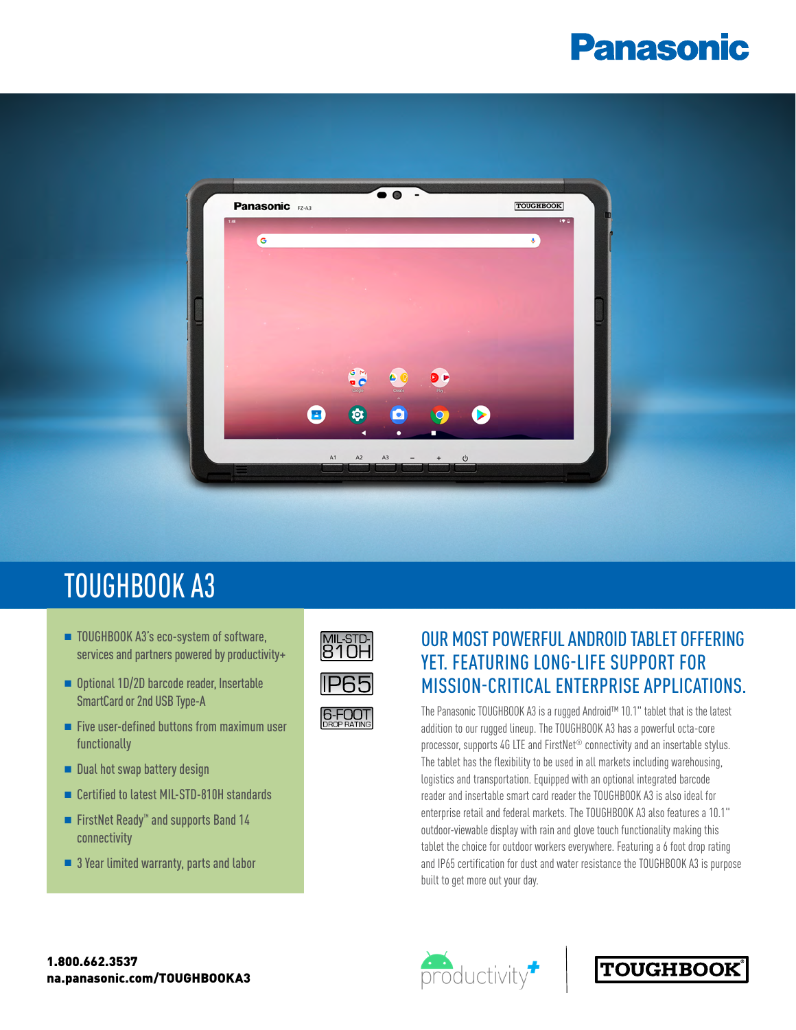Panasonic

# TOUGHBOOK A3

- TOUGHBOOK A3's eco-system of software, services and partners powered by productivity+
- Optional 1D/2D barcode reader, Insertable SmartCard or 2nd USB Type-A
- Five user-defined buttons from maximum user functionally
- Dual hot swap battery design
- Certified to latest MIL-STD-810H standards
- FirstNet Ready™ and supports Band 14 connectivity
- 3 Year limited warranty, parts and labor

MIL-STD-810H

IP65

6-FOOT DROP RATING

## OUR MOST POWERFUL ANDROID TABLET OFFERING YET. FEATURING LONG-LIFE SUPPORT FOR MISSION-CRITICAL ENTERPRISE APPLICATIONS.

The Panasonic TOUGHBOOK A3 is a rugged Android™ 10.1" tablet that is the latest addition to our rugged lineup. The TOUGHBOOK A3 has a powerful octa-core processor, supports 4G LTE and FirstNet® connectivity and an insertable stylus. The tablet has the flexibility to be used in all markets including warehousing, logistics and transportation. Equipped with an optional integrated barcode reader and insertable smart card reader the TOUGHBOOK A3 is also ideal for enterprise retail and federal markets. The TOUGHBOOK A3 also features a 10.1" outdoor-viewable display with rain and glove touch functionality making this tablet the choice for outdoor workers everywhere. Featuring a 6 foot drop rating and IP65 certification for dust and water resistance the TOUGHBOOK A3 is purpose built to get more out your day.

**1.800.662.3537**
**na.panasonic.com/TOUGHBOOKA3**

productivity+ | TOUGHBOOK®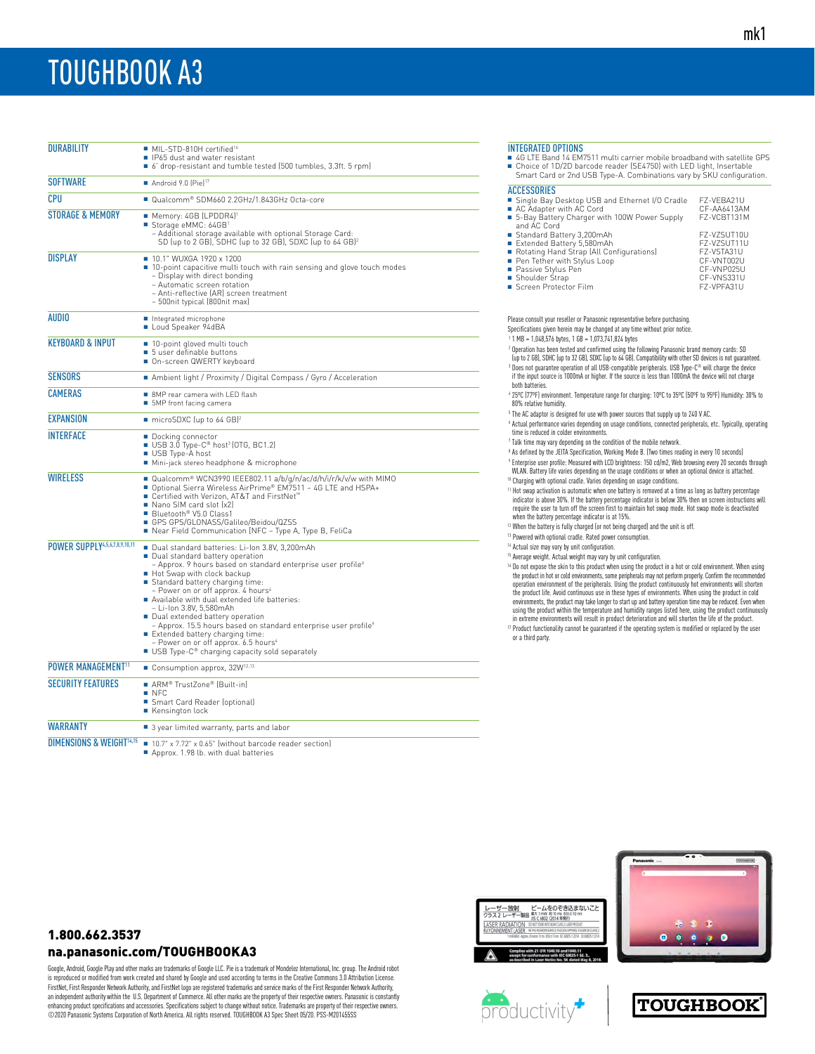mk1

# TOUGHBOOK A3

## DURABILITY
- MIL-STD-810H certified[16]
- IP65 dust and water resistant
- 6' drop-resistant and tumble tested (500 tumbles, 3.3ft. 5 rpm)

## SOFTWARE
- Android 9.0 (Pie)[17]

## CPU
- Qualcomm® SDM660 2.2GHz/1.843GHz Octa-core

## STORAGE & MEMORY
- Memory: 4GB (LPDDR4)[1]
- Storage eMMC: 64GB[1]
  - Additional storage available with optional Storage Card: SD (up to 2 GB), SDHC (up to 32 GB), SDXC (up to 64 GB)[2]

## DISPLAY
- 10.1" WUXGA 1920 x 1200
- 10-point capacitive multi touch with rain sensing and glove touch modes
  - Display with direct bonding
  - Automatic screen rotation
  - Anti-reflective (AR) screen treatment
  - 500nit typical (800nit max)

## AUDIO
- Integrated microphone
- Loud Speaker 94dBA

## KEYBOARD & INPUT
- 10-point gloved multi touch
- 5 user definable buttons
- On-screen QWERTY keyboard

## SENSORS
- Ambient light / Proximity / Digital Compass / Gyro / Acceleration

## CAMERAS
- 8MP rear camera with LED flash
- 5MP front facing camera

## EXPANSION
- microSDXC (up to 64 GB)[2]

## INTERFACE
- Docking connector
- USB 3.0 Type-C® host[3] (OTG, BC1.2)
- USB Type-A host
- Mini-jack stereo headphone & microphone

## WIRELESS
- Qualcomm® WCN3990 IEEE802.11 a/b/g/n/ac/d/h/i/r/k/v/w with MIMO
- Optional Sierra Wireless AirPrime® EM7511 – 4G LTE and HSPA+
- Certified with Verizon, AT&T and FirstNet™
- Nano SIM card slot (x2)
- Bluetooth® V5.0 Class1
- GPS GPS/GLONASS/Galileo/Beidou/QZSS
- Near Field Communication (NFC – Type A, Type B, FeliCa

## POWER SUPPLY[4,5,6,7,8,9,10,11]
- Dual standard batteries: Li-Ion 3.8V, 3,200mAh
- Dual standard battery operation
  - Approx. 9 hours based on standard enterprise user profile[9]
- Hot Swap with clock backup
- Standard battery charging time:
  - Power on or off approx. 4 hours[4]
- Available with dual extended life batteries:
  - Li-Ion 3.8V, 5,580mAh
- Dual extended battery operation
  - Approx. 15.5 hours based on standard enterprise user profile[9]
- Extended battery charging time:
  - Power on or off approx. 6.5 hours[4]
- USB Type-C® charging capacity sold separately

## POWER MANAGEMENT[11]
- Consumption approx. 32W[12,13]

## SECURITY FEATURES
- ARM® TrustZone® (Built-in)
- NFC
- Smart Card Reader (optional)
- Kensington lock

## WARRANTY
- 3 year limited warranty, parts and labor

## DIMENSIONS & WEIGHT[14,15]
- 10.7" x 7.72" x 0.65" (without barcode reader section)
- Approx. 1.98 lb. with dual batteries

## INTEGRATED OPTIONS
- 4G LTE Band 14 EM7511 multi carrier mobile broadband with satellite GPS
- Choice of 1D/2D barcode reader (SE4750) with LED light, Insertable Smart Card or 2nd USB Type-A. Combinations vary by SKU configuration.

## ACCESSORIES

| | |
|---|---|
| Single Bay Desktop USB and Ethernet I/O Cradle | FZ-VEBA21U |
| AC Adapter with AC Cord | CF-AA6413AM |
| 5-Bay Battery Charger with 100W Power Supply and AC Cord | FZ-VCBT131M |
| Standard Battery 3,200mAh | FZ-VZSUT10U |
| Extended Battery 5,580mAh | FZ-VZSUT11U |
| Rotating Hand Strap (All Configurations) | FZ-VSTA31U |
| Pen Tether with Stylus Loop | CF-VNT002U |
| Passive Stylus Pen | CF-VNP025U |
| Shoulder Strap | CF-VNS331U |
| Screen Protector Film | FZ-VPFA31U |

Please consult your reseller or Panasonic representative before purchasing.
Specifications given herein may be changed at any time without prior notice.

1 1 MB = 1,048,576 bytes, 1 GB = 1,073,741,824 bytes
2 Operation has been tested and confirmed using the following Panasonic brand memory cards: SD (up to 2 GB), SDHC (up to 32 GB), SDXC (up to 64 GB). Compatibility with other SD devices is not guaranteed.
3 Does not guarantee operation of all USB-compatible peripherals. USB Type-C® will charge the device if the input source is 1000mA or higher. If the source is less than 1000mA the device will not charge both batteries.
4 25ºC (77ºF) environment. Temperature range for charging: 10ºC to 35ºC (50ºF to 95ºF) Humidity: 30% to 80% relative humidity.
5 The AC adaptor is designed for use with power sources that supply up to 240 V AC.
6 Actual performance varies depending on usage conditions, connected peripherals, etc. Typically, operating time is reduced in colder environments.
7 Talk time may vary depending on the condition of the mobile network.
8 As defined by the JEITA Specification, Working Mode B. (Two times reading in every 10 seconds)
9 Enterprise user profile: Measured with LCD brightness: 150 cd/m2, Web browsing every 20 seconds through WLAN. Battery life varies depending on the usage conditions or when an optional device is attached.
10 Charging with optional cradle. Varies depending on usage conditions.
11 Hot swap activation is automatic when one battery is removed at a time as long as battery percentage indicator is above 30%. If the battery percentage indicator is below 30% then on screen instructions will require the user to turn off the screen first to maintain hot swap mode. Hot swap mode is deactivated when the battery percentage indicator is at 15%.
12 When the battery is fully charged (or not being charged) and the unit is off.
13 Powered with optional cradle. Rated power consumption.
14 Actual size may vary by unit configuration.
15 Average weight. Actual weight may vary by unit configuration.
16 Do not expose the skin to this product when using the product in a hot or cold environment. When using the product in hot or cold environments, some peripherals may not perform properly. Confirm the recommended operation environment of the peripherals. Using the product continuously hot environments will shorten the product life. Avoid continuous use in these types of environments. When using the product in cold environments, the product may take longer to start up and battery operation time may be reduced. Even when using the product within the temperature and humidity ranges listed here, using the product continuously in extreme environments will result in product deterioration and will shorten the life of the product.
17 Product functionality cannot be guaranteed if the operating system is modified or replaced by the user or a third party.

**1.800.662.3537**
**na.panasonic.com/TOUGHBOOKA3**

Google, Android, Google Play and other marks are trademarks of Google LLC. Pie is a trademark of Mondelez International, Inc. group. The Android robot is reproduced or modified from work created and shared by Google and used according to terms in the Creative Commons 3.0 Attribution License. FirstNet, First Responder Network Authority, and FirstNet logo are registered trademarks and service marks of the First Responder Network Authority, an independent authority within the U.S. Department of Commerce. All other marks are the property of their respective owners. Panasonic is constantly enhancing product specifications and accessories. Specifications subject to change without notice. Trademarks are property of their respective owners. ©2020 Panasonic Systems Corporation of North America. All rights reserved. TOUGHBOOK A3 Spec Sheet 05/20. PSS-M201455SS

レーザー放射 ビームをのぞき込まないこと
クラス2レーザー製品
LASER RADIATION DO NOT STARE INTO BEAM CLASS 2 LASER PRODUCT
RAYONNEMENT LASER

Complies with 21 CFR 1040.10 and 1040.11 except for conformance with IEC 60825-1 Ed. 3., as described in Laser Notice No. 56 dated May 8, 2019.

productivity+

TOUGHBOOK